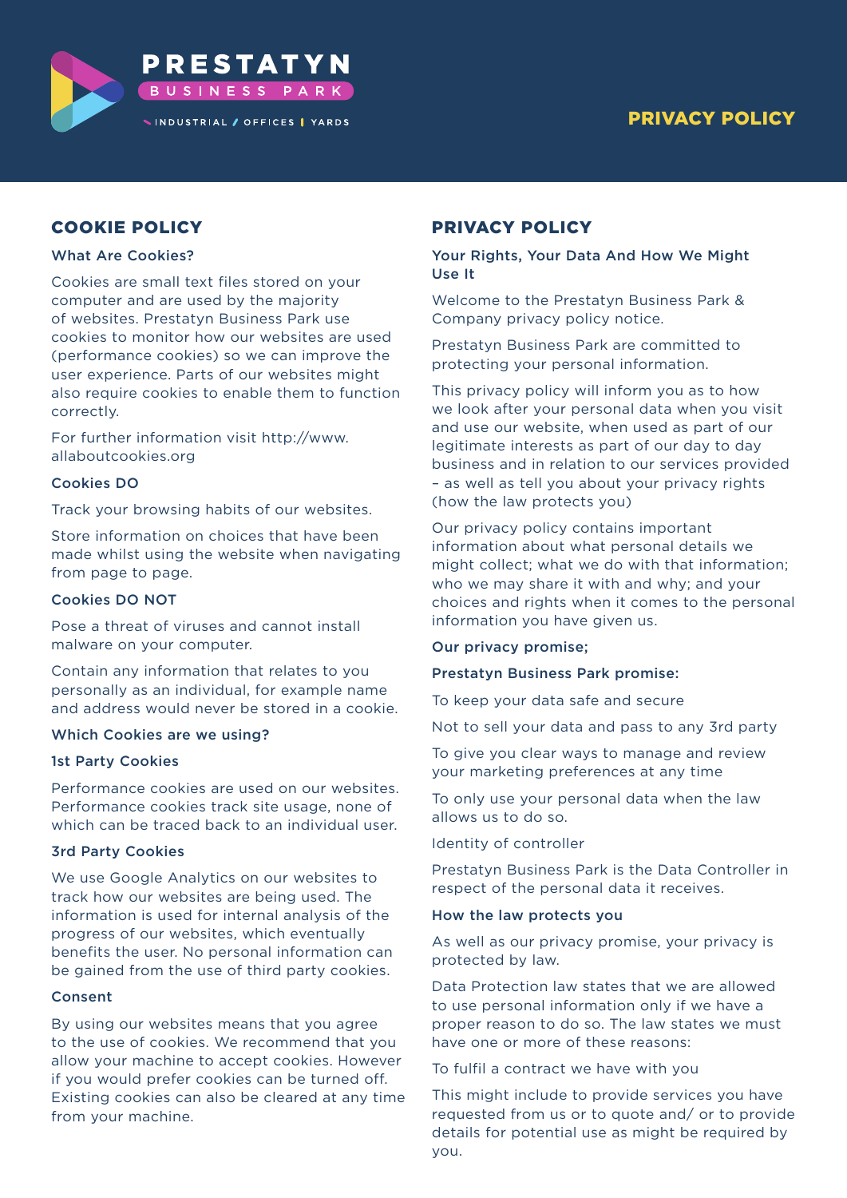PRESTATYN BUSINESS PARK

INDUSTRIAL / OFFICES | YARDS

# PRIVACY POLICY

## COOKIE POLICY

### What Are Cookies?

Cookies are small text files stored on your computer and are used by the majority of websites. Prestatyn Business Park use cookies to monitor how our websites are used (performance cookies) so we can improve the user experience. Parts of our websites might also require cookies to enable them to function correctly.

For further information visit http://www.allaboutcookies.org

### Cookies DO

Track your browsing habits of our websites.

Store information on choices that have been made whilst using the website when navigating from page to page.

### Cookies DO NOT

Pose a threat of viruses and cannot install malware on your computer.

Contain any information that relates to you personally as an individual, for example name and address would never be stored in a cookie.

### Which Cookies are we using?

### 1st Party Cookies

Performance cookies are used on our websites. Performance cookies track site usage, none of which can be traced back to an individual user.

### 3rd Party Cookies

We use Google Analytics on our websites to track how our websites are being used. The information is used for internal analysis of the progress of our websites, which eventually benefits the user. No personal information can be gained from the use of third party cookies.

### Consent

By using our websites means that you agree to the use of cookies. We recommend that you allow your machine to accept cookies. However if you would prefer cookies can be turned off. Existing cookies can also be cleared at any time from your machine.

## PRIVACY POLICY

### Your Rights, Your Data And How We Might Use It

Welcome to the Prestatyn Business Park & Company privacy policy notice.

Prestatyn Business Park are committed to protecting your personal information.

This privacy policy will inform you as to how we look after your personal data when you visit and use our website, when used as part of our legitimate interests as part of our day to day business and in relation to our services provided – as well as tell you about your privacy rights (how the law protects you)

Our privacy policy contains important information about what personal details we might collect; what we do with that information; who we may share it with and why; and your choices and rights when it comes to the personal information you have given us.

### Our privacy promise;

### Prestatyn Business Park promise:

To keep your data safe and secure

Not to sell your data and pass to any 3rd party

To give you clear ways to manage and review your marketing preferences at any time

To only use your personal data when the law allows us to do so.

Identity of controller

Prestatyn Business Park is the Data Controller in respect of the personal data it receives.

### How the law protects you

As well as our privacy promise, your privacy is protected by law.

Data Protection law states that we are allowed to use personal information only if we have a proper reason to do so. The law states we must have one or more of these reasons:

To fulfil a contract we have with you

This might include to provide services you have requested from us or to quote and/ or to provide details for potential use as might be required by you.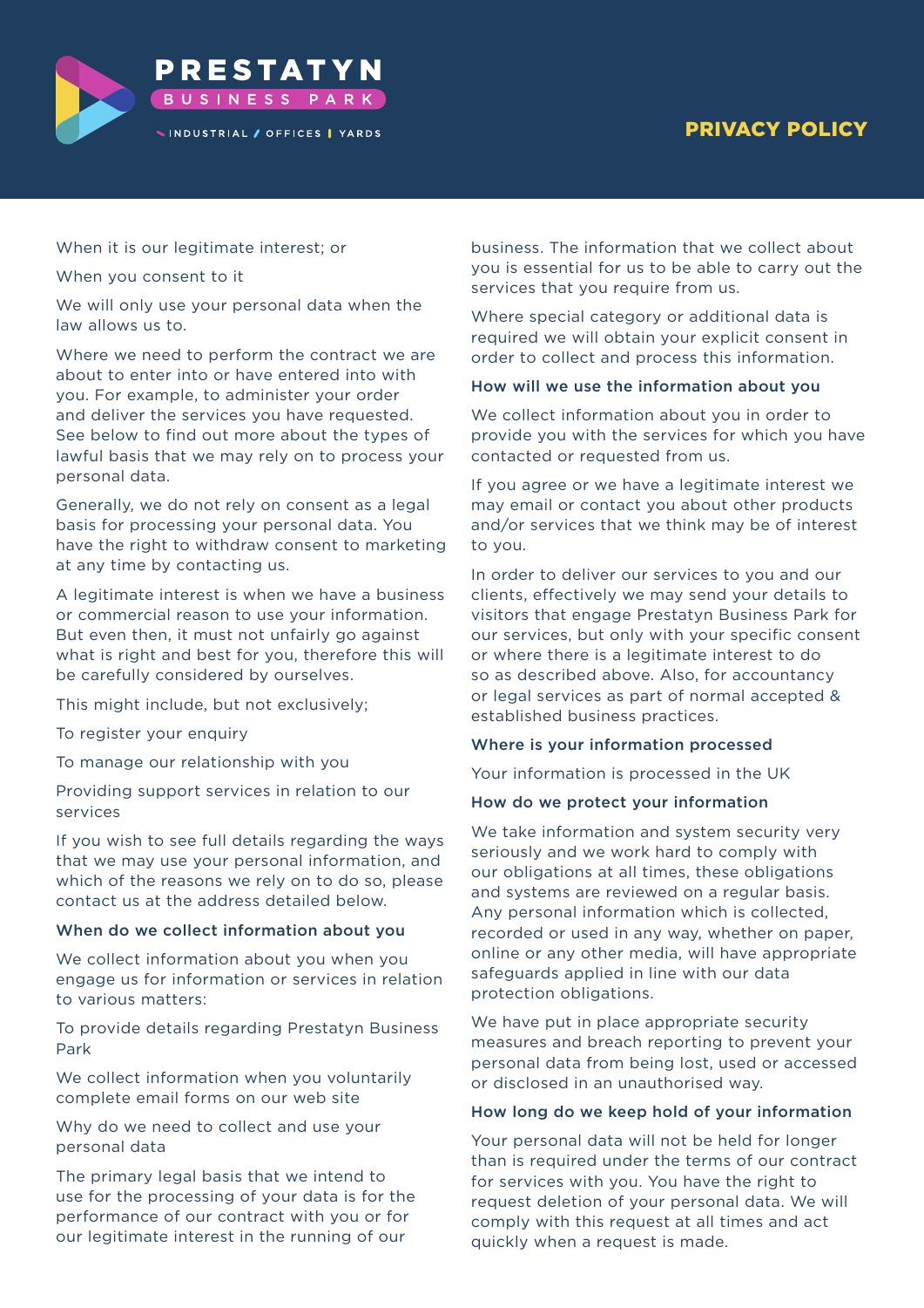When it is our legitimate interest; or

When you consent to it

We will only use your personal data when the law allows us to.

Where we need to perform the contract we are about to enter into or have entered into with you. For example, to administer your order and deliver the services you have requested. See below to find out more about the types of lawful basis that we may rely on to process your personal data.

Generally, we do not rely on consent as a legal basis for processing your personal data. You have the right to withdraw consent to marketing at any time by contacting us.

A legitimate interest is when we have a business or commercial reason to use your information. But even then, it must not unfairly go against what is right and best for you, therefore this will be carefully considered by ourselves.

This might include, but not exclusively;

To register your enquiry

To manage our relationship with you

Providing support services in relation to our services

If you wish to see full details regarding the ways that we may use your personal information, and which of the reasons we rely on to do so, please contact us at the address detailed below.

### When do we collect information about you

We collect information about you when you engage us for information or services in relation to various matters:

To provide details regarding Prestatyn Business Park

We collect information when you voluntarily complete email forms on our web site

Why do we need to collect and use your personal data

The primary legal basis that we intend to use for the processing of your data is for the performance of our contract with you or for our legitimate interest in the running of our business. The information that we collect about you is essential for us to be able to carry out the services that you require from us.

Where special category or additional data is required we will obtain your explicit consent in order to collect and process this information.

### How will we use the information about you

We collect information about you in order to provide you with the services for which you have contacted or requested from us.

If you agree or we have a legitimate interest we may email or contact you about other products and/or services that we think may be of interest to you.

In order to deliver our services to you and our clients, effectively we may send your details to visitors that engage Prestatyn Business Park for our services, but only with your specific consent or where there is a legitimate interest to do so as described above. Also, for accountancy or legal services as part of normal accepted & established business practices.

### Where is your information processed

Your information is processed in the UK

### How do we protect your information

We take information and system security very seriously and we work hard to comply with our obligations at all times, these obligations and systems are reviewed on a regular basis. Any personal information which is collected, recorded or used in any way, whether on paper, online or any other media, will have appropriate safeguards applied in line with our data protection obligations.

We have put in place appropriate security measures and breach reporting to prevent your personal data from being lost, used or accessed or disclosed in an unauthorised way.

### How long do we keep hold of your information

Your personal data will not be held for longer than is required under the terms of our contract for services with you. You have the right to request deletion of your personal data. We will comply with this request at all times and act quickly when a request is made.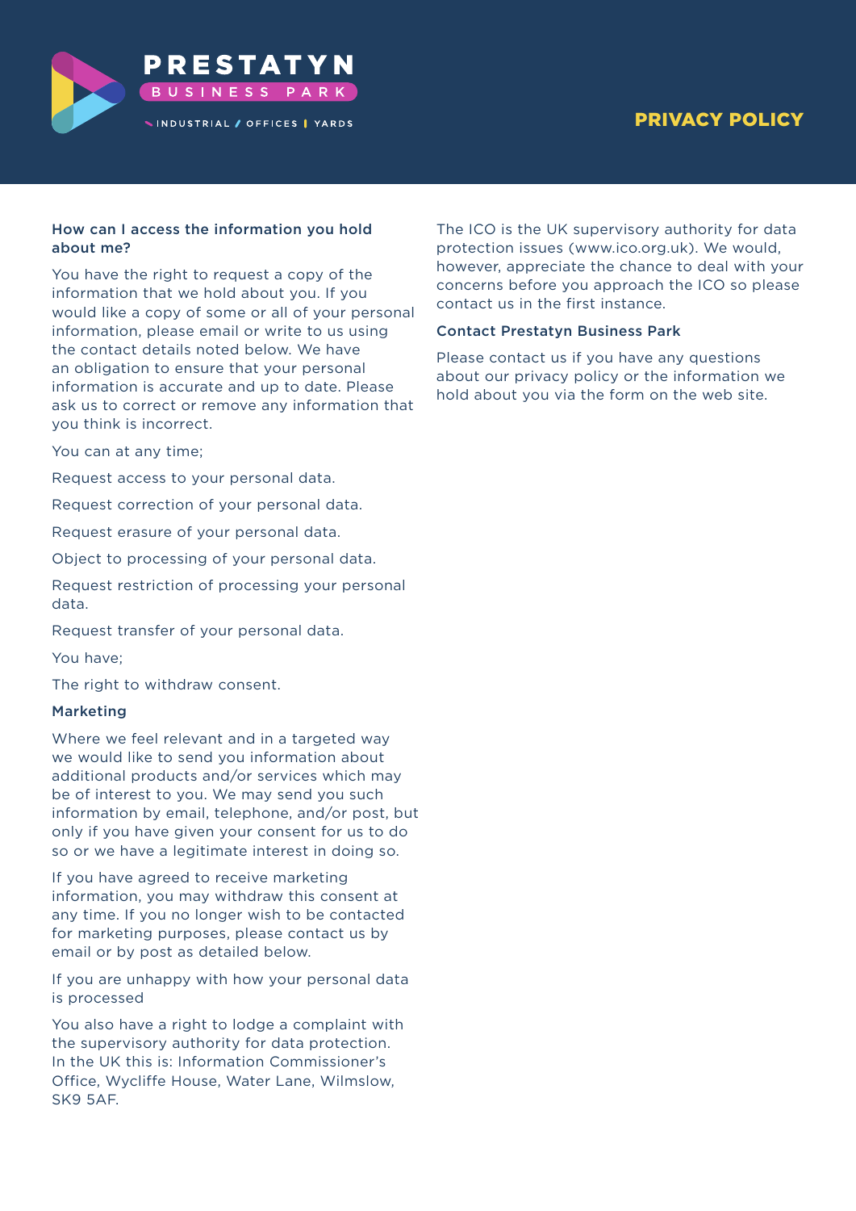PRIVACY POLICY

### How can I access the information you hold about me?

You have the right to request a copy of the information that we hold about you. If you would like a copy of some or all of your personal information, please email or write to us using the contact details noted below. We have an obligation to ensure that your personal information is accurate and up to date. Please ask us to correct or remove any information that you think is incorrect.

You can at any time;

Request access to your personal data.

Request correction of your personal data.

Request erasure of your personal data.

Object to processing of your personal data.

Request restriction of processing your personal data.

Request transfer of your personal data.

You have;

The right to withdraw consent.

### Marketing

Where we feel relevant and in a targeted way we would like to send you information about additional products and/or services which may be of interest to you. We may send you such information by email, telephone, and/or post, but only if you have given your consent for us to do so or we have a legitimate interest in doing so.

If you have agreed to receive marketing information, you may withdraw this consent at any time. If you no longer wish to be contacted for marketing purposes, please contact us by email or by post as detailed below.

If you are unhappy with how your personal data is processed

You also have a right to lodge a complaint with the supervisory authority for data protection. In the UK this is: Information Commissioner's Office, Wycliffe House, Water Lane, Wilmslow, SK9 5AF.

The ICO is the UK supervisory authority for data protection issues (www.ico.org.uk). We would, however, appreciate the chance to deal with your concerns before you approach the ICO so please contact us in the first instance.

### Contact Prestatyn Business Park

Please contact us if you have any questions about our privacy policy or the information we hold about you via the form on the web site.